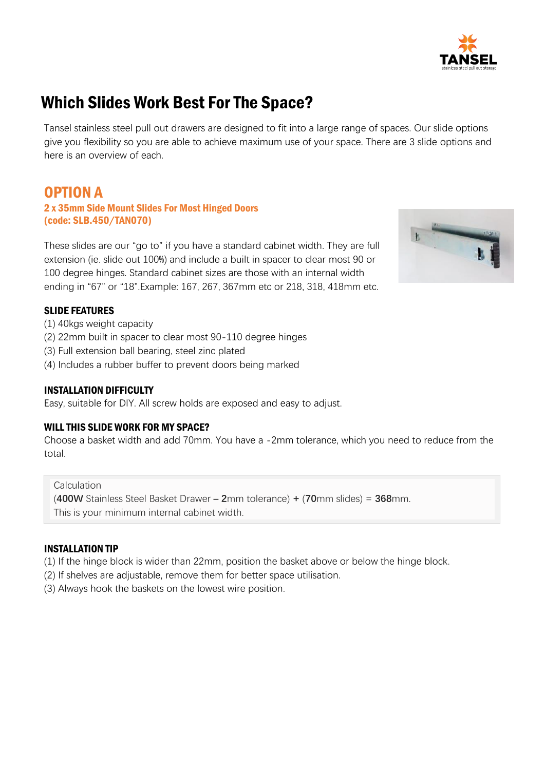# Which Slides Work Best For The Space?

Tansel stainless steel pull out drawers are designed to fit into a large range of spaces. Our slide options give you flexibility so you are able to achieve maximum use of your space. There are 3 slide options and here is an overview of each.

## OPTION A

### 2 x 35mm Side Mount Slides For Most Hinged Doors (code: SLB.450/TAN070)

These slides are our "go to" if you have a standard cabinet width. They are full extension (ie. slide out 100%) and include a built in spacer to clear most 90 or 100 degree hinges. Standard cabinet sizes are those with an internal width ending in "67" or "18".Example: 167, 267, 367mm etc or 218, 318, 418mm etc.

**SLIDE FEATURES**

(1) 40kgs weight capacity
(2) 22mm built in spacer to clear most 90-110 degree hinges
(3) Full extension ball bearing, steel zinc plated
(4) Includes a rubber buffer to prevent doors being marked

**INSTALLATION DIFFICULTY**

Easy, suitable for DIY. All screw holds are exposed and easy to adjust.

**WILL THIS SLIDE WORK FOR MY SPACE?**

Choose a basket width and add 70mm. You have a -2mm tolerance, which you need to reduce from the total.

Calculation
(**400W** Stainless Steel Basket Drawer **–** **2**mm tolerance) **+** (**70**mm slides) = **368**mm.
This is your minimum internal cabinet width.

**INSTALLATION TIP**

(1) If the hinge block is wider than 22mm, position the basket above or below the hinge block.
(2) If shelves are adjustable, remove them for better space utilisation.
(3) Always hook the baskets on the lowest wire position.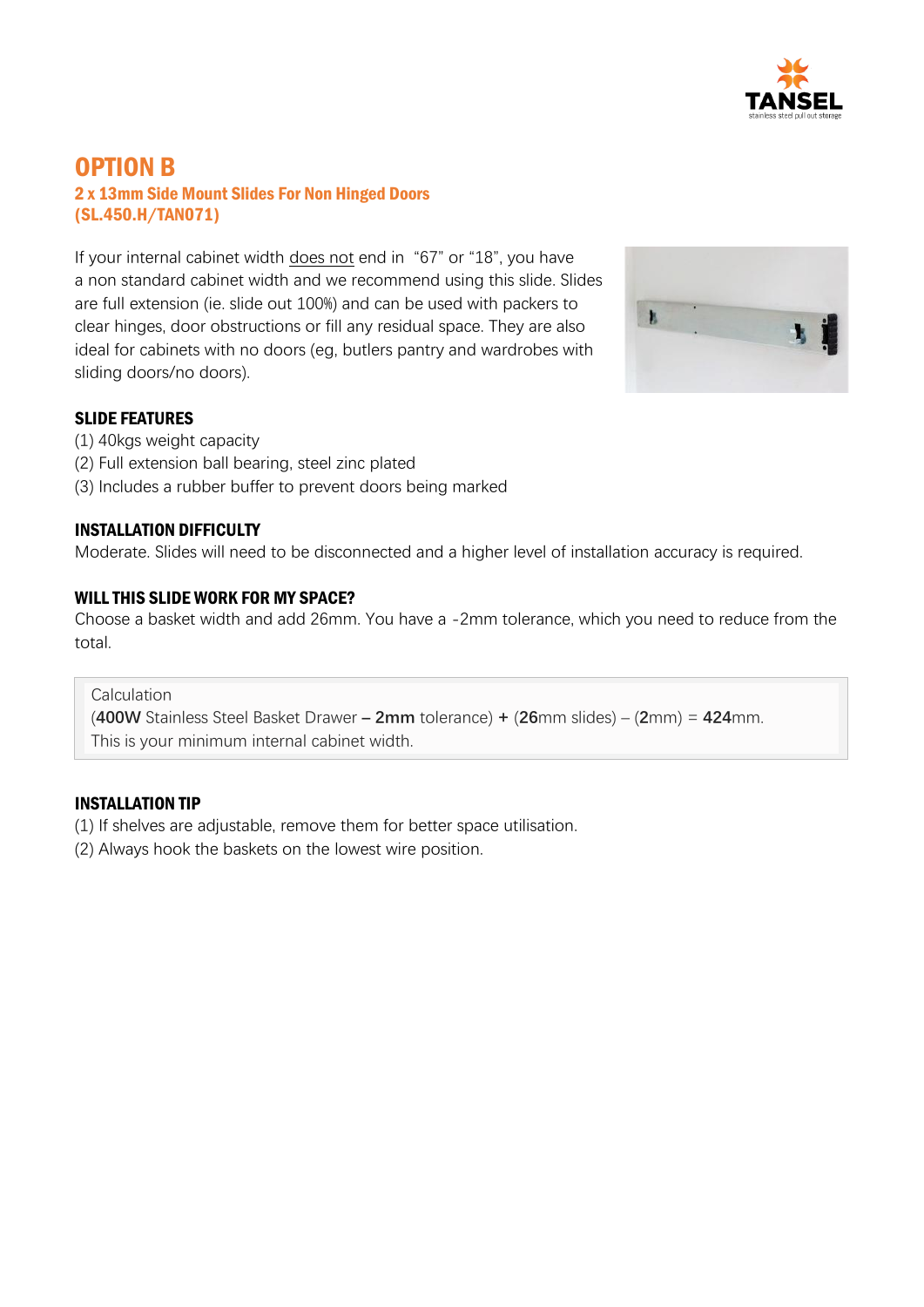# OPTION B

## 2 x 13mm Side Mount Slides For Non Hinged Doors (SL.450.H/TAN071)

If your internal cabinet width <u>does not</u> end in "67" or "18", you have a non standard cabinet width and we recommend using this slide. Slides are full extension (ie. slide out 100%) and can be used with packers to clear hinges, door obstructions or fill any residual space. They are also ideal for cabinets with no doors (eg, butlers pantry and wardrobes with sliding doors/no doors).

### SLIDE FEATURES

(1) 40kgs weight capacity
(2) Full extension ball bearing, steel zinc plated
(3) Includes a rubber buffer to prevent doors being marked

### INSTALLATION DIFFICULTY

Moderate. Slides will need to be disconnected and a higher level of installation accuracy is required.

### WILL THIS SLIDE WORK FOR MY SPACE?

Choose a basket width and add 26mm. You have a -2mm tolerance, which you need to reduce from the total.

> Calculation
> (**400W** Stainless Steel Basket Drawer **– 2mm** tolerance) **+** (**26**mm slides) – (**2**mm) = **424**mm.
> This is your minimum internal cabinet width.

### INSTALLATION TIP

(1) If shelves are adjustable, remove them for better space utilisation.
(2) Always hook the baskets on the lowest wire position.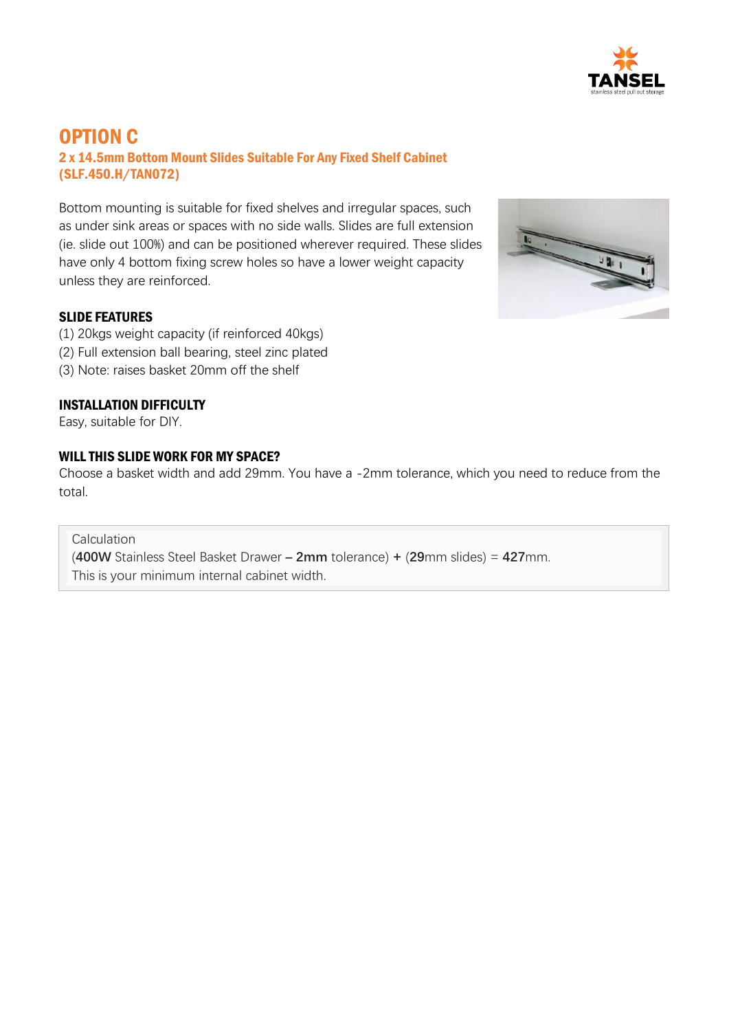# OPTION C

## 2 x 14.5mm Bottom Mount Slides Suitable For Any Fixed Shelf Cabinet (SLF.450.H/TAN072)

Bottom mounting is suitable for fixed shelves and irregular spaces, such as under sink areas or spaces with no side walls. Slides are full extension (ie. slide out 100%) and can be positioned wherever required. These slides have only 4 bottom fixing screw holes so have a lower weight capacity unless they are reinforced.

### SLIDE FEATURES

(1) 20kgs weight capacity (if reinforced 40kgs)
(2) Full extension ball bearing, steel zinc plated
(3) Note: raises basket 20mm off the shelf

### INSTALLATION DIFFICULTY

Easy, suitable for DIY.

### WILL THIS SLIDE WORK FOR MY SPACE?

Choose a basket width and add 29mm. You have a -2mm tolerance, which you need to reduce from the total.

Calculation
(**400W** Stainless Steel Basket Drawer **– 2mm** tolerance) **+** (**29**mm slides) = **427**mm.
This is your minimum internal cabinet width.